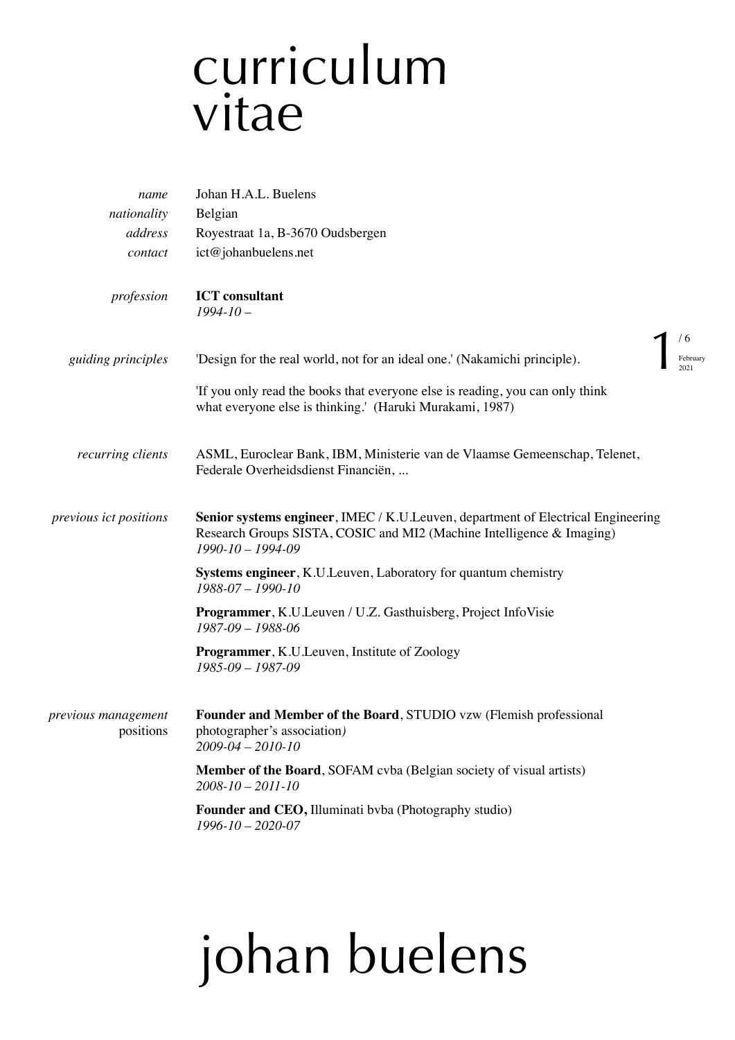# curriculum vitae

| | |
|---|---|
| *name* | Johan H.A.L. Buelens |
| *nationality* | Belgian |
| *address* | Royestraat 1a, B-3670 Oudsbergen |
| *contact* | ict@johanbuelens.net |

*profession*

**ICT consultant**
*1994-10 –*

*guiding principles*

'Design for the real world, not for an ideal one.' (Nakamichi principle).

'If you only read the books that everyone else is reading, you can only think what everyone else is thinking.' (Haruki Murakami, 1987)

*recurring clients*

ASML, Euroclear Bank, IBM, Ministerie van de Vlaamse Gemeenschap, Telenet, Federale Overheidsdienst Financiën, ...

*previous ict positions*

**Senior systems engineer**, IMEC / K.U.Leuven, department of Electrical Engineering Research Groups SISTA, COSIC and MI2 (Machine Intelligence & Imaging)
*1990-10 – 1994-09*

**Systems engineer**, K.U.Leuven, Laboratory for quantum chemistry
*1988-07 – 1990-10*

**Programmer**, K.U.Leuven / U.Z. Gasthuisberg, Project InfoVisie
*1987-09 – 1988-06*

**Programmer**, K.U.Leuven, Institute of Zoology
*1985-09 – 1987-09*

*previous management* positions

**Founder and Member of the Board**, STUDIO vzw (Flemish professional photographer's association*)*
*2009-04 – 2010-10*

**Member of the Board**, SOFAM cvba (Belgian society of visual artists)
*2008-10 – 2011-10*

**Founder and CEO,** Illuminati bvba (Photography studio)
*1996-10 – 2020-07*

# johan buelens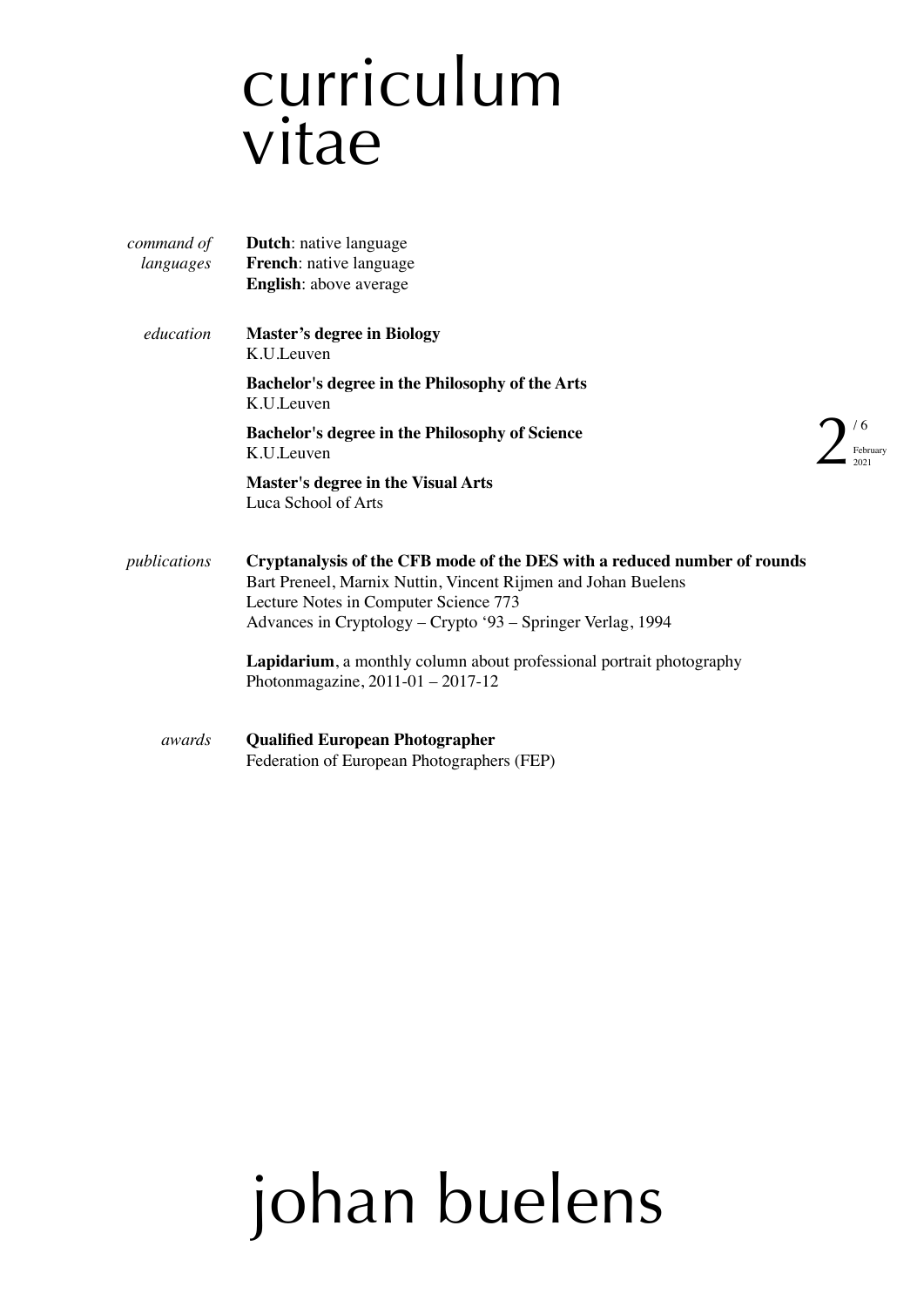# curriculum vitae

*command of languages*

**Dutch**: native language
**French**: native language
**English**: above average

*education*

**Master's degree in Biology**
K.U.Leuven

**Bachelor's degree in the Philosophy of the Arts**
K.U.Leuven

**Bachelor's degree in the Philosophy of Science**
K.U.Leuven

**Master's degree in the Visual Arts**
Luca School of Arts

*publications*

**Cryptanalysis of the CFB mode of the DES with a reduced number of rounds**
Bart Preneel, Marnix Nuttin, Vincent Rijmen and Johan Buelens
Lecture Notes in Computer Science 773
Advances in Cryptology – Crypto '93 – Springer Verlag, 1994

**Lapidarium**, a monthly column about professional portrait photography
Photonmagazine, 2011-01 – 2017-12

*awards*

**Qualified European Photographer**
Federation of European Photographers (FEP)

# johan buelens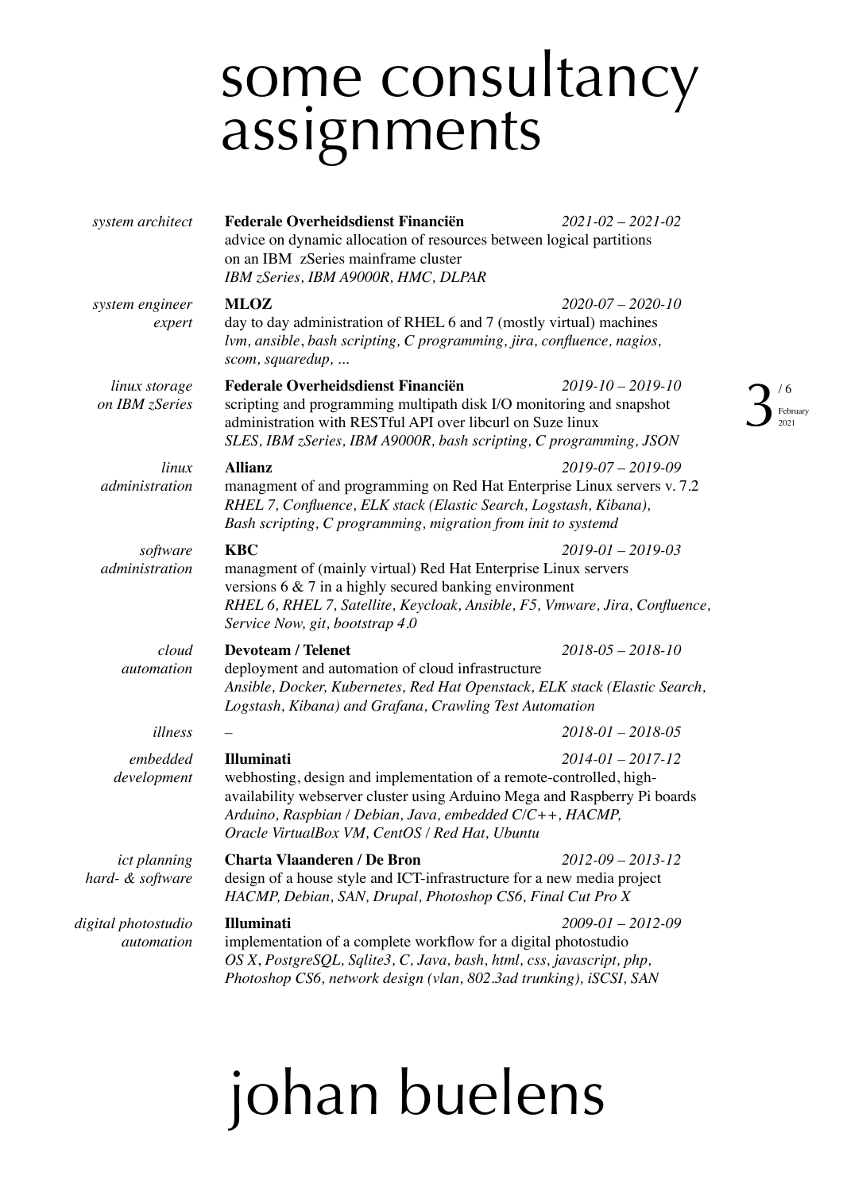# some consultancy assignments

*system architect*
**Federale Overheidsdienst Financiën** *2021-02 – 2021-02*
advice on dynamic allocation of resources between logical partitions on an IBM zSeries mainframe cluster
*IBM zSeries, IBM A9000R, HMC, DLPAR*

*system engineer expert*
**MLOZ** *2020-07 – 2020-10*
day to day administration of RHEL 6 and 7 (mostly virtual) machines
*lvm, ansible, bash scripting, C programming, jira, confluence, nagios, scom, squaredup, ...*

*linux storage on IBM zSeries*
**Federale Overheidsdienst Financiën** *2019-10 – 2019-10*
scripting and programming multipath disk I/O monitoring and snapshot administration with RESTful API over libcurl on Suze linux
*SLES, IBM zSeries, IBM A9000R, bash scripting, C programming, JSON*

*linux administration*
**Allianz** *2019-07 – 2019-09*
managment of and programming on Red Hat Enterprise Linux servers v. 7.2
*RHEL 7, Confluence, ELK stack (Elastic Search, Logstash, Kibana), Bash scripting, C programming, migration from init to systemd*

*software administration*
**KBC** *2019-01 – 2019-03*
managment of (mainly virtual) Red Hat Enterprise Linux servers versions 6 & 7 in a highly secured banking environment
*RHEL 6, RHEL 7, Satellite, Keycloak, Ansible, F5, Vmware, Jira, Confluence, Service Now, git, bootstrap 4.0*

*cloud automation*
**Devoteam / Telenet** *2018-05 – 2018-10*
deployment and automation of cloud infrastructure
*Ansible, Docker, Kubernetes, Red Hat Openstack, ELK stack (Elastic Search, Logstash, Kibana) and Grafana, Crawling Test Automation*

*illness*
– *2018-01 – 2018-05*

*embedded development*
**Illuminati** *2014-01 – 2017-12*
webhosting, design and implementation of a remote-controlled, high-availability webserver cluster using Arduino Mega and Raspberry Pi boards
*Arduino, Raspbian / Debian, Java, embedded C/C++, HACMP, Oracle VirtualBox VM, CentOS / Red Hat, Ubuntu*

*ict planning hard- & software*
**Charta Vlaanderen / De Bron** *2012-09 – 2013-12*
design of a house style and ICT-infrastructure for a new media project
*HACMP, Debian, SAN, Drupal, Photoshop CS6, Final Cut Pro X*

*digital photostudio automation*
**Illuminati** *2009-01 – 2012-09*
implementation of a complete workflow for a digital photostudio
*OS X, PostgreSQL, Sqlite3, C, Java, bash, html, css, javascript, php, Photoshop CS6, network design (vlan, 802.3ad trunking), iSCSI, SAN*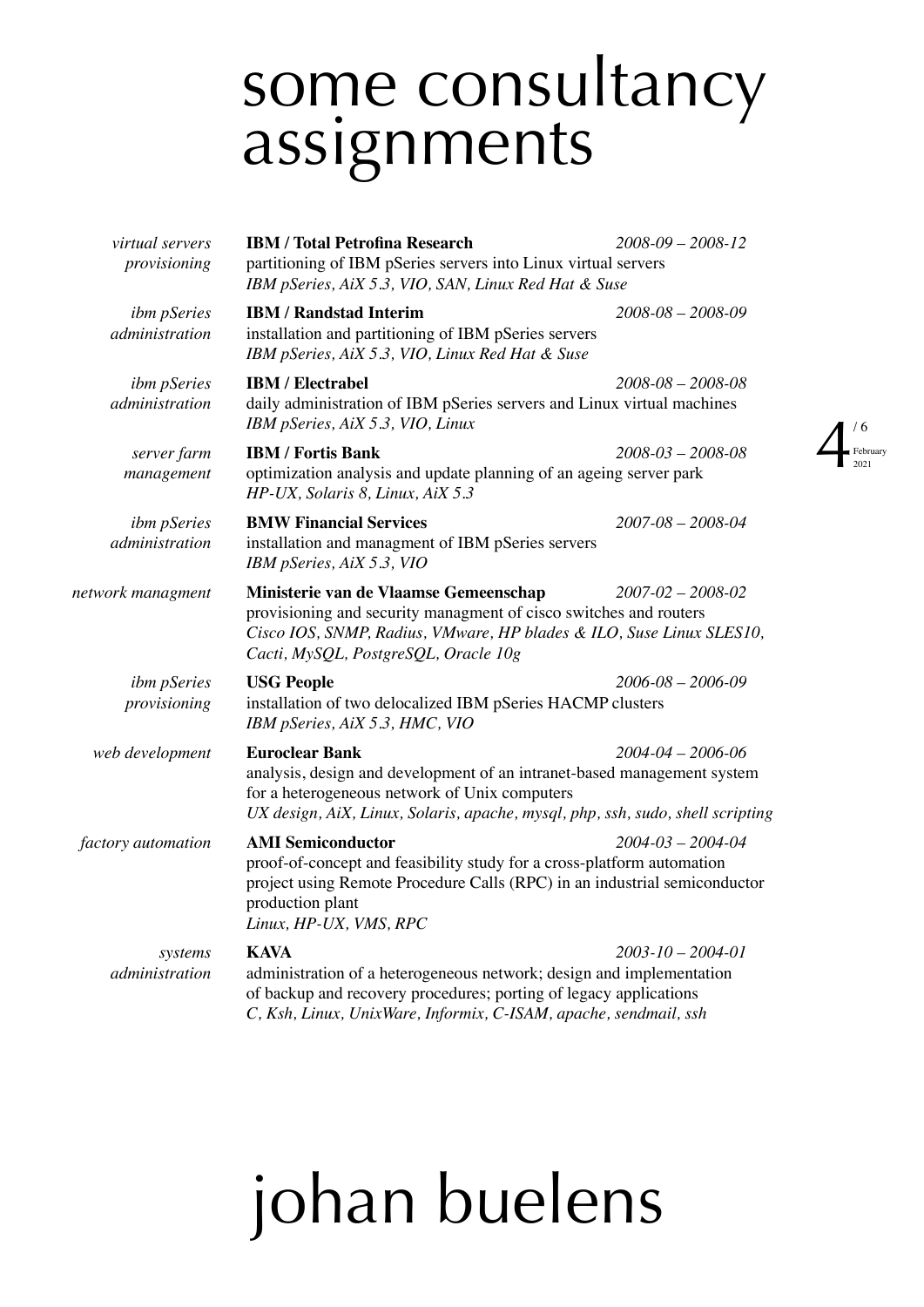# some consultancy assignments

*virtual servers provisioning*

**IBM / Total Petrofina Research** *2008-09 – 2008-12*
partitioning of IBM pSeries servers into Linux virtual servers
*IBM pSeries, AiX 5.3, VIO, SAN, Linux Red Hat & Suse*

*ibm pSeries administration*

**IBM / Randstad Interim** *2008-08 – 2008-09*
installation and partitioning of IBM pSeries servers
*IBM pSeries, AiX 5.3, VIO, Linux Red Hat & Suse*

*ibm pSeries administration*

**IBM / Electrabel** *2008-08 – 2008-08*
daily administration of IBM pSeries servers and Linux virtual machines
*IBM pSeries, AiX 5.3, VIO, Linux*

*server farm management*

**IBM / Fortis Bank** *2008-03 – 2008-08*
optimization analysis and update planning of an ageing server park
*HP-UX, Solaris 8, Linux, AiX 5.3*

*ibm pSeries administration*

**BMW Financial Services** *2007-08 – 2008-04*
installation and managment of IBM pSeries servers
*IBM pSeries, AiX 5.3, VIO*

*network managment*

**Ministerie van de Vlaamse Gemeenschap** *2007-02 – 2008-02*
provisioning and security managment of cisco switches and routers
*Cisco IOS, SNMP, Radius, VMware, HP blades & ILO, Suse Linux SLES10, Cacti, MySQL, PostgreSQL, Oracle 10g*

*ibm pSeries provisioning*

**USG People** *2006-08 – 2006-09*
installation of two delocalized IBM pSeries HACMP clusters
*IBM pSeries, AiX 5.3, HMC, VIO*

*web development*

**Euroclear Bank** *2004-04 – 2006-06*
analysis, design and development of an intranet-based management system for a heterogeneous network of Unix computers
*UX design, AiX, Linux, Solaris, apache, mysql, php, ssh, sudo, shell scripting*

*factory automation*

**AMI Semiconductor** *2004-03 – 2004-04*
proof-of-concept and feasibility study for a cross-platform automation project using Remote Procedure Calls (RPC) in an industrial semiconductor production plant
*Linux, HP-UX, VMS, RPC*

*systems administration*

**KAVA** *2003-10 – 2004-01*
administration of a heterogeneous network; design and implementation of backup and recovery procedures; porting of legacy applications
*C, Ksh, Linux, UnixWare, Informix, C-ISAM, apache, sendmail, ssh*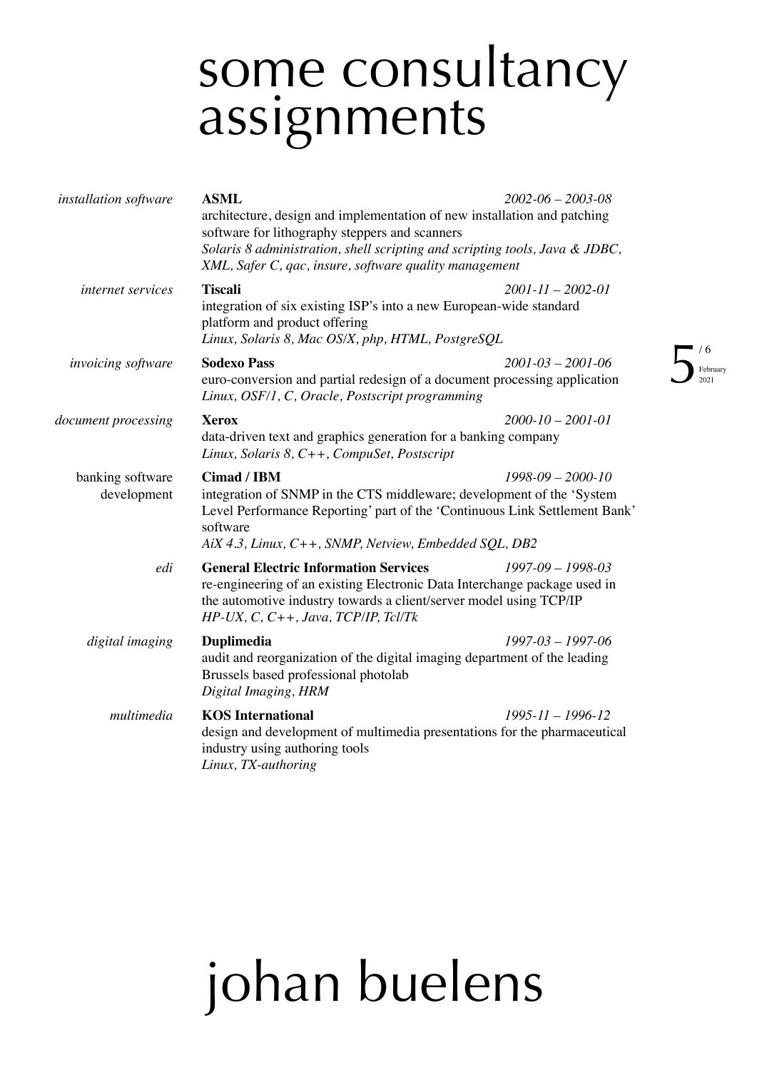# some consultancy assignments

*installation software*

**ASML** *2002-06 – 2003-08*
architecture, design and implementation of new installation and patching software for lithography steppers and scanners
*Solaris 8 administration, shell scripting and scripting tools, Java & JDBC, XML, Safer C, qac, insure, software quality management*

*internet services*

**Tiscali** *2001-11 – 2002-01*
integration of six existing ISP's into a new European-wide standard platform and product offering
*Linux, Solaris 8, Mac OS/X, php, HTML, PostgreSQL*

*invoicing software*

**Sodexo Pass** *2001-03 – 2001-06*
euro-conversion and partial redesign of a document processing application
*Linux, OSF/1, C, Oracle, Postscript programming*

*document processing*

**Xerox** *2000-10 – 2001-01*
data-driven text and graphics generation for a banking company
*Linux, Solaris 8, C++, CompuSet, Postscript*

banking software development

**Cimad / IBM** *1998-09 – 2000-10*
integration of SNMP in the CTS middleware; development of the 'System Level Performance Reporting' part of the 'Continuous Link Settlement Bank' software
*AiX 4.3, Linux, C++, SNMP, Netview, Embedded SQL, DB2*

*edi*

**General Electric Information Services** *1997-09 – 1998-03*
re-engineering of an existing Electronic Data Interchange package used in the automotive industry towards a client/server model using TCP/IP
*HP-UX, C, C++, Java, TCP/IP, Tcl/Tk*

*digital imaging*

**Duplimedia** *1997-03 – 1997-06*
audit and reorganization of the digital imaging department of the leading Brussels based professional photolab
*Digital Imaging, HRM*

*multimedia*

**KOS International** *1995-11 – 1996-12*
design and development of multimedia presentations for the pharmaceutical industry using authoring tools
*Linux, TX-authoring*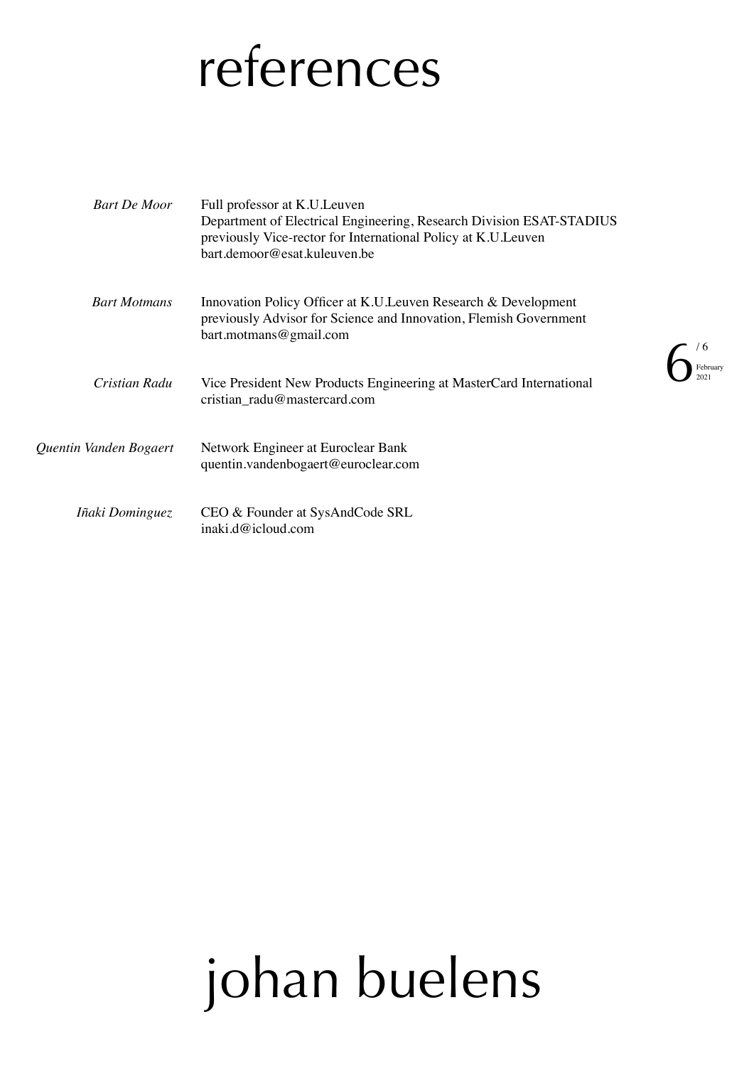# references

*Bart De Moor*
Full professor at K.U.Leuven
Department of Electrical Engineering, Research Division ESAT-STADIUS
previously Vice-rector for International Policy at K.U.Leuven
bart.demoor@esat.kuleuven.be

*Bart Motmans*
Innovation Policy Officer at K.U.Leuven Research & Development
previously Advisor for Science and Innovation, Flemish Government
bart.motmans@gmail.com

*Cristian Radu*
Vice President New Products Engineering at MasterCard International
cristian_radu@mastercard.com

*Quentin Vanden Bogaert*
Network Engineer at Euroclear Bank
quentin.vandenbogaert@euroclear.com

*Iñaki Dominguez*
CEO & Founder at SysAndCode SRL
inaki.d@icloud.com